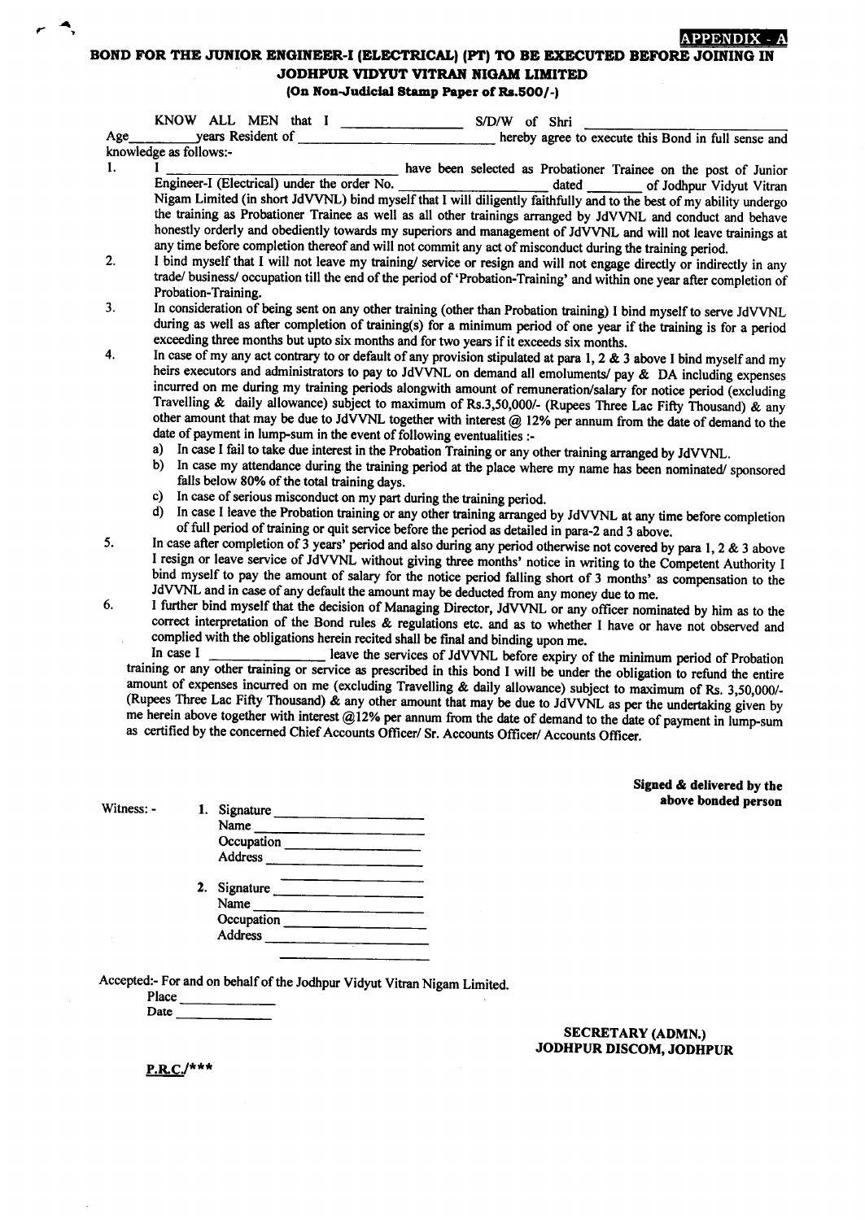**APPENDIX - A**

# BOND FOR THE JUNIOR ENGINEER-I (ELECTRICAL) (PT) TO BE EXECUTED BEFORE JOINING IN JODHPUR VIDYUT VITRAN NIGAM LIMITED

**(On Non-Judicial Stamp Paper of Rs.500/-)**

KNOW ALL MEN that I ______________ S/D/W of Shri ______________________ Age________years Resident of ________________________ hereby agree to execute this Bond in full sense and knowledge as follows:-

1. I ____________________________ have been selected as Probationer Trainee on the post of Junior Engineer-I (Electrical) under the order No. ________________ dated ________ of Jodhpur Vidyut Vitran Nigam Limited (in short JdVVNL) bind myself that I will diligently faithfully and to the best of my ability undergo the training as Probationer Trainee as well as all other trainings arranged by JdVVNL and conduct and behave honestly orderly and obediently towards my superiors and management of JdVVNL and will not leave trainings at any time before completion thereof and will not commit any act of misconduct during the training period.
2. I bind myself that I will not leave my training/ service or resign and will not engage directly or indirectly in any trade/ business/ occupation till the end of the period of 'Probation-Training' and within one year after completion of Probation-Training.
3. In consideration of being sent on any other training (other than Probation training) I bind myself to serve JdVVNL during as well as after completion of training(s) for a minimum period of one year if the training is for a period exceeding three months but upto six months and for two years if it exceeds six months.
4. In case of my any act contrary to or default of any provision stipulated at para 1, 2 & 3 above I bind myself and my heirs executors and administrators to pay to JdVVNL on demand all emoluments/ pay & DA including expenses incurred on me during my training periods alongwith amount of remuneration/salary for notice period (excluding Travelling & daily allowance) subject to maximum of Rs.3,50,000/- (Rupees Three Lac Fifty Thousand) & any other amount that may be due to JdVVNL together with interest @ 12% per annum from the date of demand to the date of payment in lump-sum in the event of following eventualities :-
   a) In case I fail to take due interest in the Probation Training or any other training arranged by JdVVNL.
   b) In case my attendance during the training period at the place where my name has been nominated/ sponsored falls below 80% of the total training days.
   c) In case of serious misconduct on my part during the training period.
   d) In case I leave the Probation training or any other training arranged by JdVVNL at any time before completion of full period of training or quit service before the period as detailed in para-2 and 3 above.
5. In case after completion of 3 years' period and also during any period otherwise not covered by para 1, 2 & 3 above I resign or leave service of JdVVNL without giving three months' notice in writing to the Competent Authority I bind myself to pay the amount of salary for the notice period falling short of 3 months' as compensation to the JdVVNL and in case of any default the amount may be deducted from any money due to me.
6. I further bind myself that the decision of Managing Director, JdVVNL or any officer nominated by him as to the correct interpretation of the Bond rules & regulations etc. and as to whether I have or have not observed and complied with the obligations herein recited shall be final and binding upon me.

In case I ______________ leave the services of JdVVNL before expiry of the minimum period of Probation training or any other training or service as prescribed in this bond I will be under the obligation to refund the entire amount of expenses incurred on me (excluding Travelling & daily allowance) subject to maximum of Rs. 3,50,000/- (Rupees Three Lac Fifty Thousand) & any other amount that may be due to JdVVNL as per the undertaking given by me herein above together with interest @12% per annum from the date of demand to the date of payment in lump-sum as certified by the concerned Chief Accounts Officer/ Sr. Accounts Officer/ Accounts Officer.

**Signed & delivered by the above bonded person**

Witness: -

1. Signature ________________
   Name ________________
   Occupation ________________
   Address ________________
   ________________
2. Signature ________________
   Name ________________
   Occupation ________________
   Address ________________
   ________________

Accepted:- For and on behalf of the Jodhpur Vidyut Vitran Nigam Limited.

Place ____________

Date ____________

**SECRETARY (ADMN.)**
**JODHPUR DISCOM, JODHPUR**

**P.R.C./\*\*\***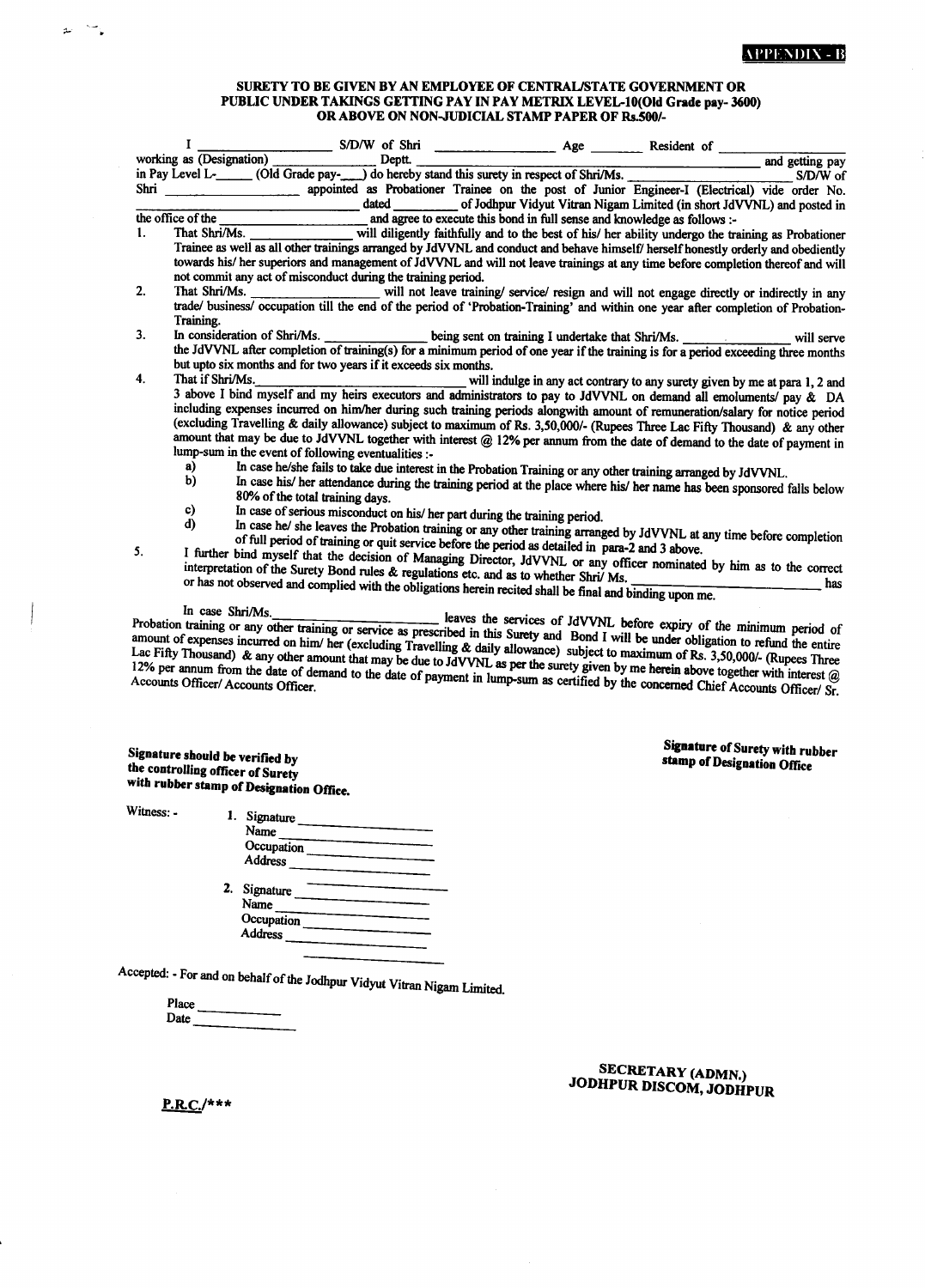**APPENDIX - B**

**SURETY TO BE GIVEN BY AN EMPLOYEE OF CENTRAL/STATE GOVERNMENT OR PUBLIC UNDER TAKINGS GETTING PAY IN PAY METRIX LEVEL-10(Old Grade pay- 3600) OR ABOVE ON NON-JUDICIAL STAMP PAPER OF Rs.500/-**

I ________________ S/D/W of Shri ________________ Age _______ Resident of ________________ working as (Designation) ______________ Deptt. ____________________________________ and getting pay in Pay Level L-______ (Old Grade pay-____) do hereby stand this surety in respect of Shri/Ms. ____________________ S/D/W of Shri ____________________ appointed as Probationer Trainee on the post of Junior Engineer-I (Electrical) vide order No. ____________________________ dated __________ of Jodhpur Vidyut Vitran Nigam Limited (in short JdVVNL) and posted in the office of the ____________________ and agree to execute this bond in full sense and knowledge as follows :-

1. That Shri/Ms. ______________ will diligently faithfully and to the best of his/ her ability undergo the training as Probationer Trainee as well as all other trainings arranged by JdVVNL and conduct and behave himself/ herself honestly orderly and obediently towards his/ her superiors and management of JdVVNL and will not leave trainings at any time before completion thereof and will not commit any act of misconduct during the training period.
2. That Shri/Ms. ________________ will not leave training/ service/ resign and will not engage directly or indirectly in any trade/ business/ occupation till the end of the period of 'Probation-Training' and within one year after completion of Probation-Training.
3. In consideration of Shri/Ms. ______________ being sent on training I undertake that Shri/Ms. ______________ will serve the JdVVNL after completion of training(s) for a minimum period of one year if the training is for a period exceeding three months but upto six months and for two years if it exceeds six months.
4. That if Shri/Ms.______________________________ will indulge in any act contrary to any surety given by me at para 1, 2 and 3 above I bind myself and my heirs executors and administrators to pay to JdVVNL on demand all emoluments/ pay & DA including expenses incurred on him/her during such training periods alongwith amount of remuneration/salary for notice period (excluding Travelling & daily allowance) subject to maximum of Rs. 3,50,000/- (Rupees Three Lac Fifty Thousand) & any other amount that may be due to JdVVNL together with interest @ 12% per annum from the date of demand to the date of payment in lump-sum in the event of following eventualities :-
   a) In case he/she fails to take due interest in the Probation Training or any other training arranged by JdVVNL.
   b) In case his/ her attendance during the training period at the place where his/ her name has been sponsored falls below 80% of the total training days.
   c) In case of serious misconduct on his/ her part during the training period.
   d) In case he/ she leaves the Probation training or any other training arranged by JdVVNL at any time before completion of full period of training or quit service before the period as detailed in para-2 and 3 above.
5. I further bind myself that the decision of Managing Director, JdVVNL or any officer nominated by him as to the correct interpretation of the Surety Bond rules & regulations etc. and as to whether Shri/ Ms. ____________________ has or has not observed and complied with the obligations herein recited shall be final and binding upon me.

In case Shri/Ms.________________________ leaves the services of JdVVNL before expiry of the minimum period of Probation training or any other training or service as prescribed in this Surety and Bond I will be under obligation to refund the entire amount of expenses incurred on him/ her (excluding Travelling & daily allowance) subject to maximum of Rs. 3,50,000/- (Rupees Three Lac Fifty Thousand) & any other amount that may be due to JdVVNL as per the surety given by me herein above together with interest @ 12% per annum from the date of demand to the date of payment in lump-sum as certified by the concerned Chief Accounts Officer/ Sr. Accounts Officer/ Accounts Officer.

**Signature should be verified by the controlling officer of Surety with rubber stamp of Designation Office.**

**Signature of Surety with rubber stamp of Designation Office**

Witness: -

1. Signature ________________
   Name ________________
   Occupation ________________
   Address ________________
2. Signature ________________
   Name ________________
   Occupation ________________
   Address ________________

Accepted: - For and on behalf of the Jodhpur Vidyut Vitran Nigam Limited.

Place __________
Date __________

**SECRETARY (ADMN.)**
**JODHPUR DISCOM, JODHPUR**

**P.R.C./*****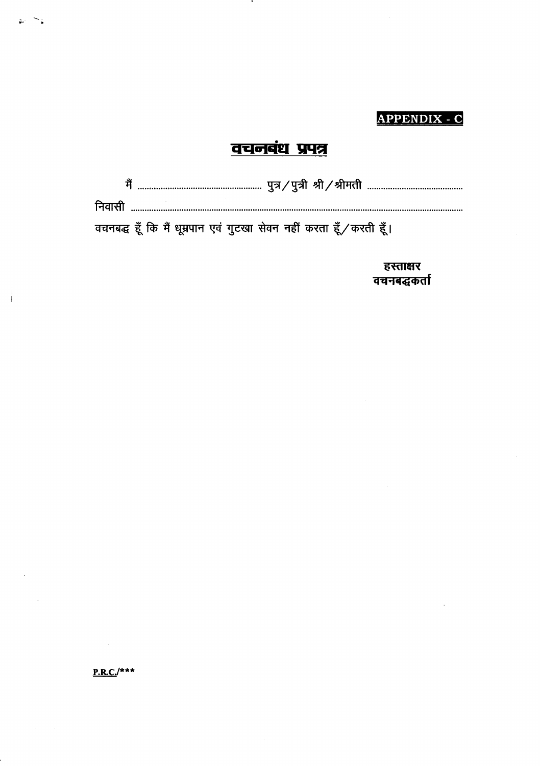**APPENDIX - C**

# वचनबंध प्रपत्र

मैं ........................................................ पुत्र/पुत्री श्री/श्रीमती ..........................................

निवासी ...................................................................................................................................

वचनबद्ध हूँ कि मैं धूम्रपान एवं गुटखा सेवन नहीं करता हूँ/करती हूँ।

**हस्ताक्षर**
**वचनबद्धकर्ता**

P.R.C./***